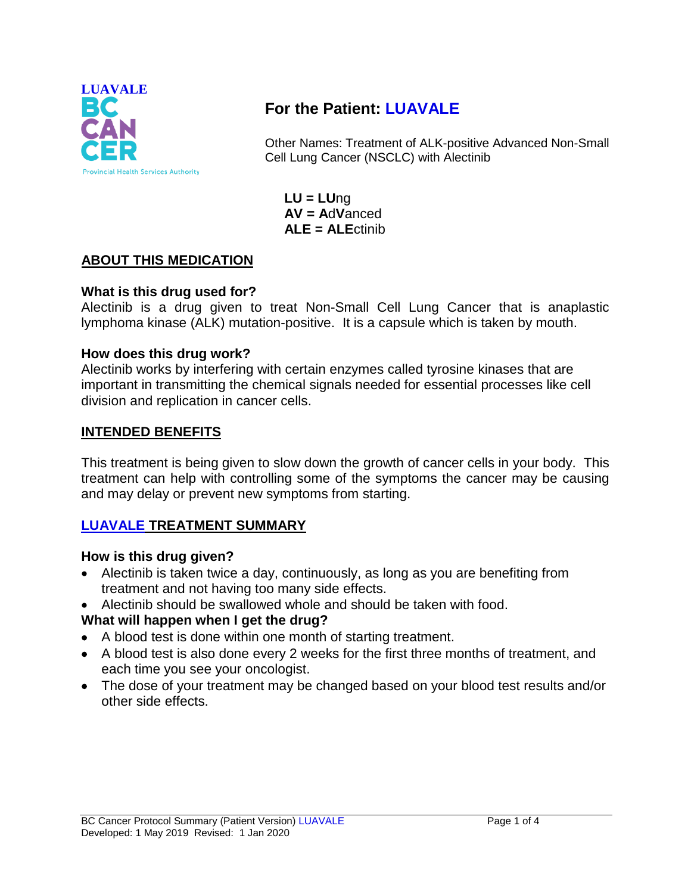LUAVALE

# For the Patient: LUAVALE

Other Names: Treatment of ALK-positive Advanced Non-Small Cell Lung Cancer (NSCLC) with Alectinib

**LU = LU**ng
**AV = A**d**V**anced
**ALE = ALE**ctinib

## ABOUT THIS MEDICATION

### What is this drug used for?

Alectinib is a drug given to treat Non-Small Cell Lung Cancer that is anaplastic lymphoma kinase (ALK) mutation-positive. It is a capsule which is taken by mouth.

### How does this drug work?

Alectinib works by interfering with certain enzymes called tyrosine kinases that are important in transmitting the chemical signals needed for essential processes like cell division and replication in cancer cells.

## INTENDED BENEFITS

This treatment is being given to slow down the growth of cancer cells in your body. This treatment can help with controlling some of the symptoms the cancer may be causing and may delay or prevent new symptoms from starting.

## LUAVALE TREATMENT SUMMARY

### How is this drug given?

- Alectinib is taken twice a day, continuously, as long as you are benefiting from treatment and not having too many side effects.
- Alectinib should be swallowed whole and should be taken with food.

### What will happen when I get the drug?

- A blood test is done within one month of starting treatment.
- A blood test is also done every 2 weeks for the first three months of treatment, and each time you see your oncologist.
- The dose of your treatment may be changed based on your blood test results and/or other side effects.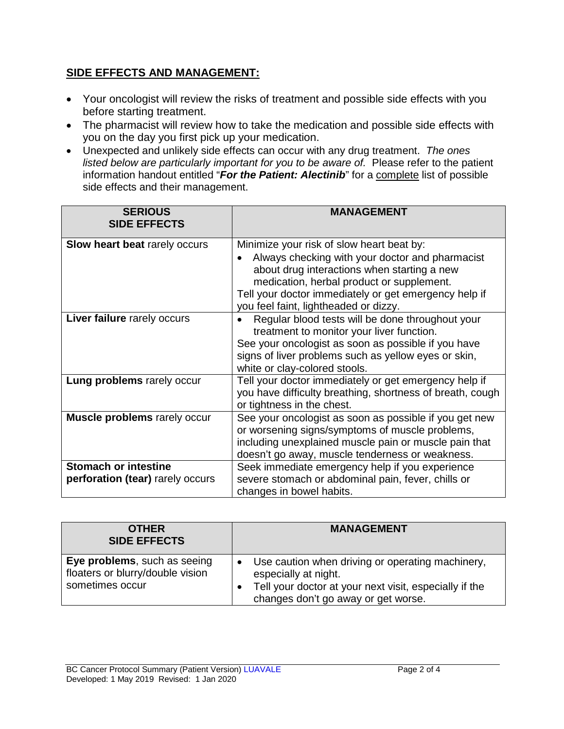## SIDE EFFECTS AND MANAGEMENT:

- Your oncologist will review the risks of treatment and possible side effects with you before starting treatment.
- The pharmacist will review how to take the medication and possible side effects with you on the day you first pick up your medication.
- Unexpected and unlikely side effects can occur with any drug treatment. *The ones listed below are particularly important for you to be aware of.* Please refer to the patient information handout entitled "***For the Patient: Alectinib***" for a complete list of possible side effects and their management.

| SERIOUS SIDE EFFECTS | MANAGEMENT |
|---|---|
| **Slow heart beat** rarely occurs | Minimize your risk of slow heart beat by:<br>• Always checking with your doctor and pharmacist about drug interactions when starting a new medication, herbal product or supplement.<br>Tell your doctor immediately or get emergency help if you feel faint, lightheaded or dizzy. |
| **Liver failure** rarely occurs | • Regular blood tests will be done throughout your treatment to monitor your liver function.<br>See your oncologist as soon as possible if you have signs of liver problems such as yellow eyes or skin, white or clay-colored stools. |
| **Lung problems** rarely occur | Tell your doctor immediately or get emergency help if you have difficulty breathing, shortness of breath, cough or tightness in the chest. |
| **Muscle problems** rarely occur | See your oncologist as soon as possible if you get new or worsening signs/symptoms of muscle problems, including unexplained muscle pain or muscle pain that doesn't go away, muscle tenderness or weakness. |
| **Stomach or intestine perforation (tear)** rarely occurs | Seek immediate emergency help if you experience severe stomach or abdominal pain, fever, chills or changes in bowel habits. |

| OTHER SIDE EFFECTS | MANAGEMENT |
|---|---|
| **Eye problems**, such as seeing floaters or blurry/double vision sometimes occur | • Use caution when driving or operating machinery, especially at night.<br>• Tell your doctor at your next visit, especially if the changes don't go away or get worse. |

BC Cancer Protocol Summary (Patient Version) LUAVALE
Developed: 1 May 2019 Revised: 1 Jan 2020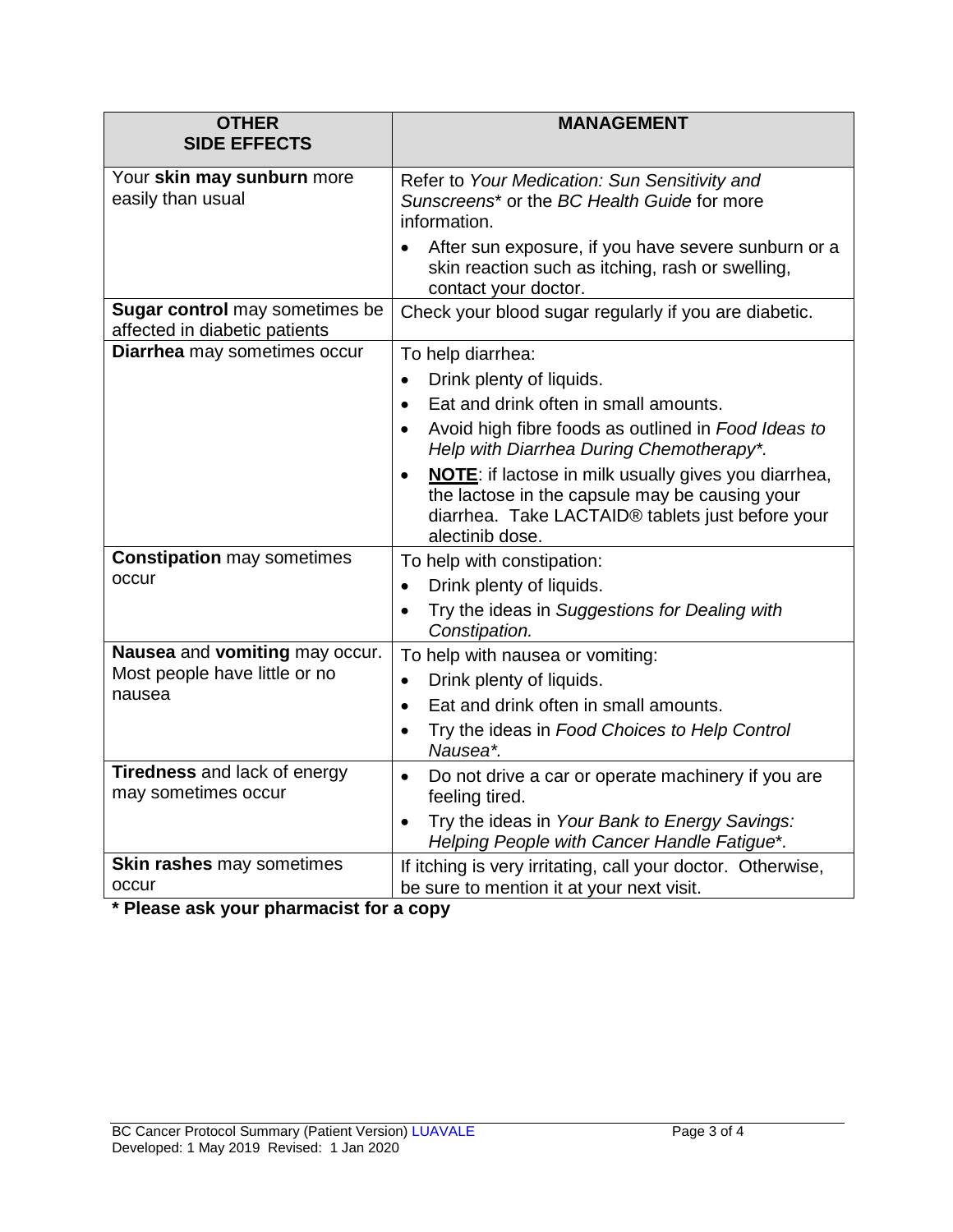| **OTHER SIDE EFFECTS** | **MANAGEMENT** |
|---|---|
| Your **skin may sunburn** more easily than usual | Refer to *Your Medication: Sun Sensitivity and Sunscreens*\* or the *BC Health Guide* for more information.<br>• After sun exposure, if you have severe sunburn or a skin reaction such as itching, rash or swelling, contact your doctor. |
| **Sugar control** may sometimes be affected in diabetic patients | Check your blood sugar regularly if you are diabetic. |
| **Diarrhea** may sometimes occur | To help diarrhea:<br>• Drink plenty of liquids.<br>• Eat and drink often in small amounts.<br>• Avoid high fibre foods as outlined in *Food Ideas to Help with Diarrhea During Chemotherapy\*.*<br>• **NOTE**: if lactose in milk usually gives you diarrhea, the lactose in the capsule may be causing your diarrhea. Take LACTAID® tablets just before your alectinib dose. |
| **Constipation** may sometimes occur | To help with constipation:<br>• Drink plenty of liquids.<br>• Try the ideas in *Suggestions for Dealing with Constipation.* |
| **Nausea** and **vomiting** may occur. Most people have little or no nausea | To help with nausea or vomiting:<br>• Drink plenty of liquids.<br>• Eat and drink often in small amounts.<br>• Try the ideas in *Food Choices to Help Control Nausea\*.* |
| **Tiredness** and lack of energy may sometimes occur | • Do not drive a car or operate machinery if you are feeling tired.<br>• Try the ideas in *Your Bank to Energy Savings: Helping People with Cancer Handle Fatigue*\*. |
| **Skin rashes** may sometimes occur | If itching is very irritating, call your doctor. Otherwise, be sure to mention it at your next visit. |

**\* Please ask your pharmacist for a copy**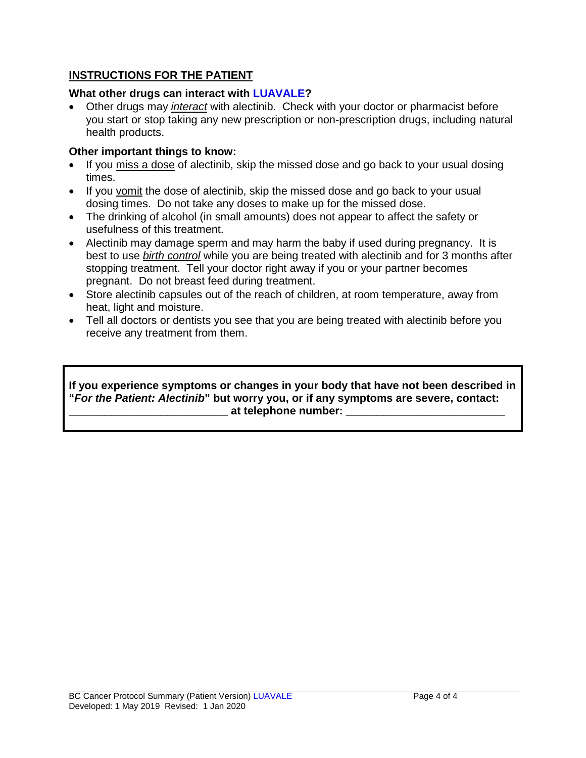## INSTRUCTIONS FOR THE PATIENT

### What other drugs can interact with LUAVALE?

- Other drugs may *interact* with alectinib. Check with your doctor or pharmacist before you start or stop taking any new prescription or non-prescription drugs, including natural health products.

### Other important things to know:

- If you miss a dose of alectinib, skip the missed dose and go back to your usual dosing times.
- If you vomit the dose of alectinib, skip the missed dose and go back to your usual dosing times. Do not take any doses to make up for the missed dose.
- The drinking of alcohol (in small amounts) does not appear to affect the safety or usefulness of this treatment.
- Alectinib may damage sperm and may harm the baby if used during pregnancy. It is best to use *birth control* while you are being treated with alectinib and for 3 months after stopping treatment. Tell your doctor right away if you or your partner becomes pregnant. Do not breast feed during treatment.
- Store alectinib capsules out of the reach of children, at room temperature, away from heat, light and moisture.
- Tell all doctors or dentists you see that you are being treated with alectinib before you receive any treatment from them.

**If you experience symptoms or changes in your body that have not been described in "*For the Patient: Alectinib*" but worry you, or if any symptoms are severe, contact: ________________________ at telephone number: ________________________**